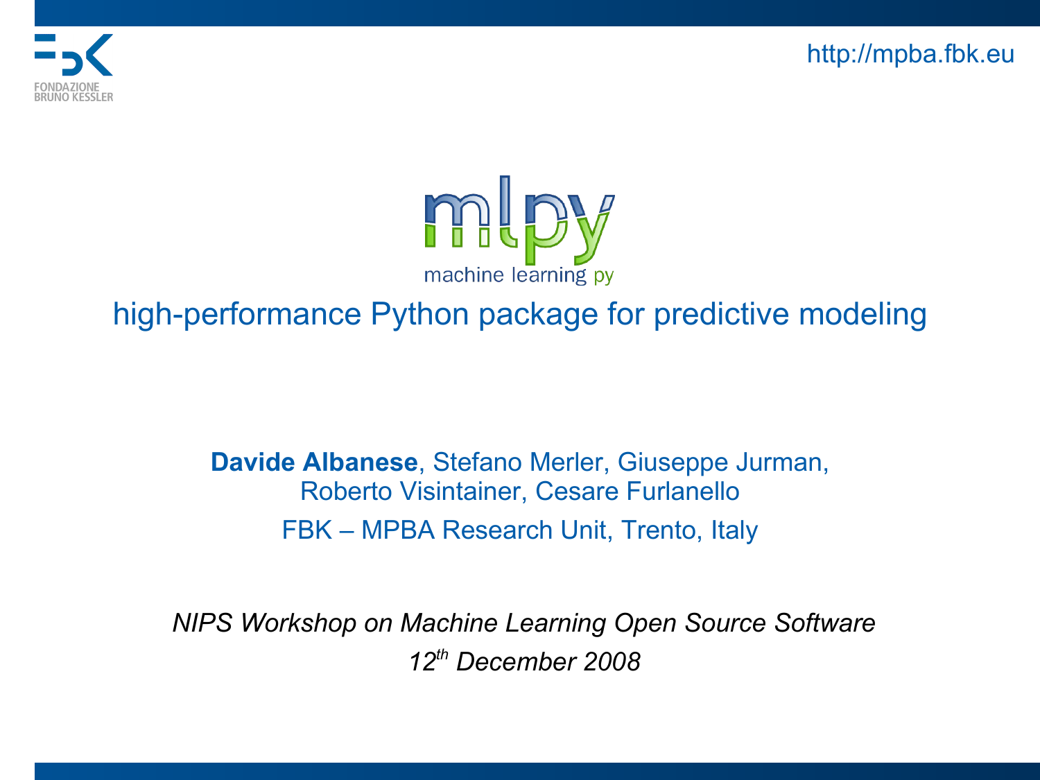http://mpba.fbk.eu

# mlpy

machine learning py

## high-performance Python package for predictive modeling

**Davide Albanese**, Stefano Merler, Giuseppe Jurman, Roberto Visintainer, Cesare Furlanello

FBK – MPBA Research Unit, Trento, Italy

*NIPS Workshop on Machine Learning Open Source Software*

*12th December 2008*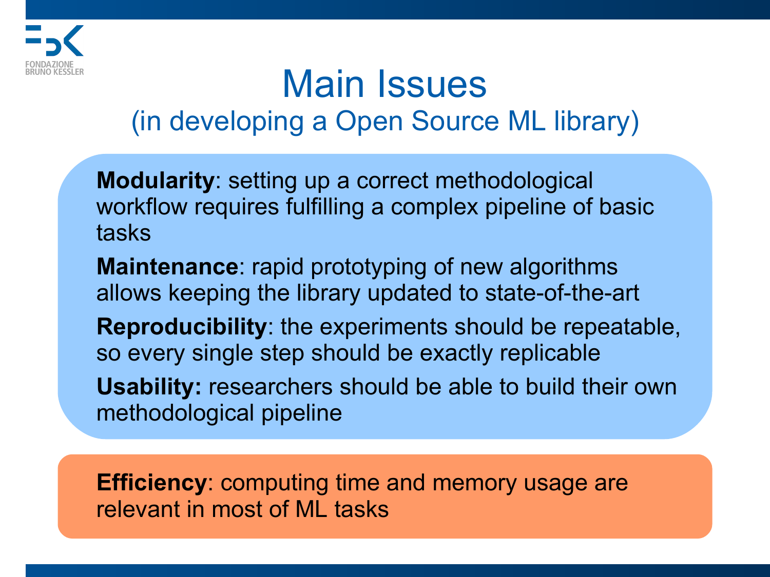# Main Issues

## (in developing a Open Source ML library)

**Modularity**: setting up a correct methodological workflow requires fulfilling a complex pipeline of basic tasks

**Maintenance**: rapid prototyping of new algorithms allows keeping the library updated to state-of-the-art

**Reproducibility**: the experiments should be repeatable, so every single step should be exactly replicable

**Usability:** researchers should be able to build their own methodological pipeline

**Efficiency**: computing time and memory usage are relevant in most of ML tasks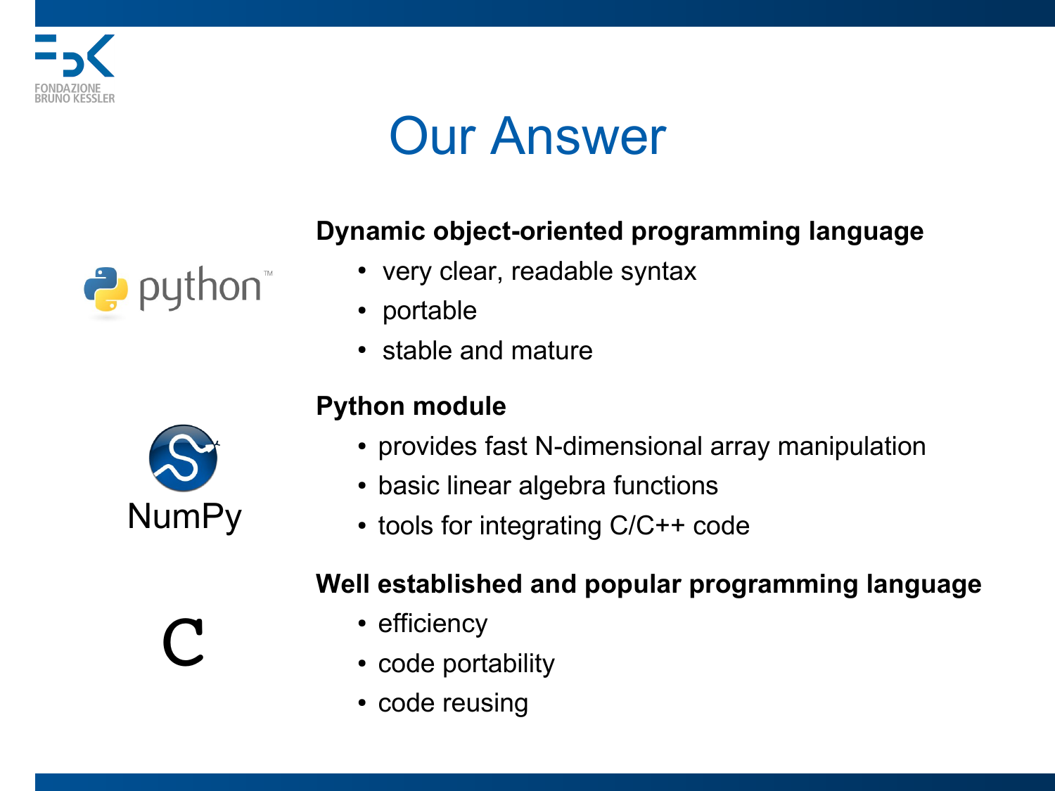# Our Answer

**python**

**Dynamic object-oriented programming language**

- very clear, readable syntax
- portable
- stable and mature

**NumPy**

**Python module**

- provides fast N-dimensional array manipulation
- basic linear algebra functions
- tools for integrating C/C++ code

**C**

**Well established and popular programming language**

- efficiency
- code portability
- code reusing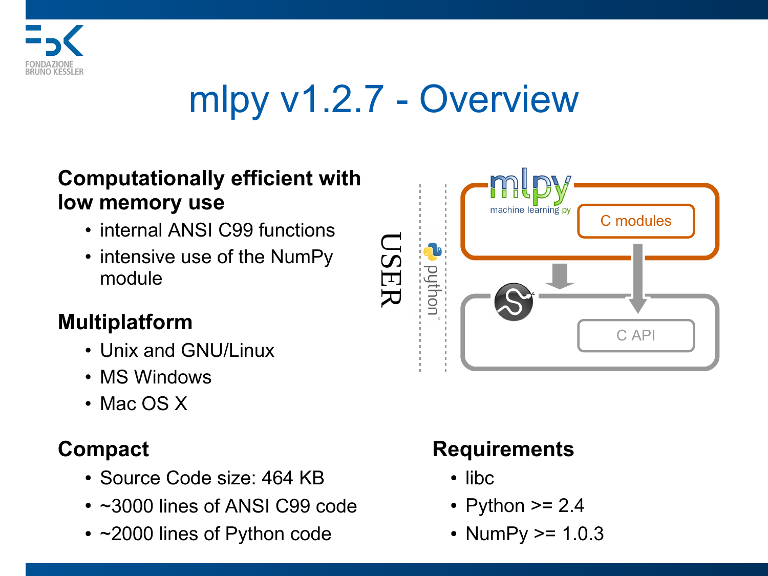# mlpy v1.2.7 - Overview

**Computationally efficient with low memory use**

- internal ANSI C99 functions
- intensive use of the NumPy module

**Multiplatform**

- Unix and GNU/Linux
- MS Windows
- Mac OS X

USER

python

mlpy machine learning py

C modules

C API

**Compact**

- Source Code size: 464 KB
- ~3000 lines of ANSI C99 code
- ~2000 lines of Python code

**Requirements**

- libc
- Python >= 2.4
- NumPy >= 1.0.3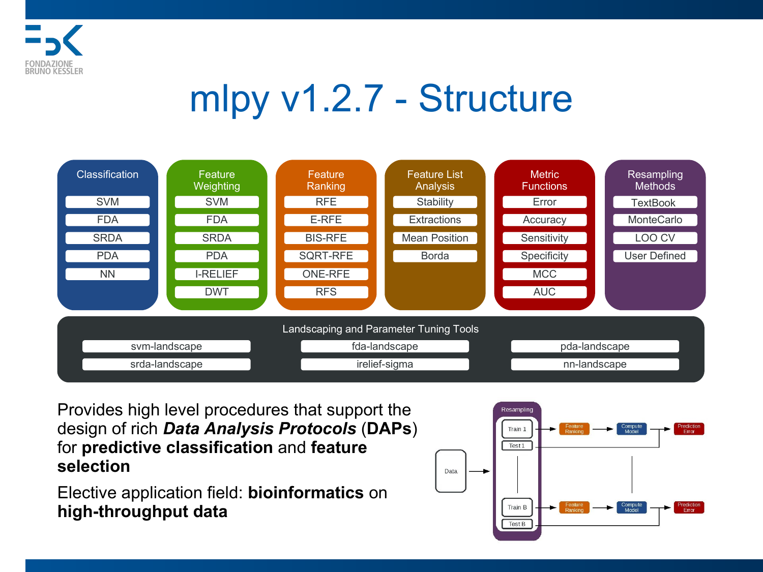# mlpy v1.2.7 - Structure

| Classification | Feature Weighting | Feature Ranking | Feature List Analysis | Metric Functions | Resampling Methods |
|---|---|---|---|---|---|
| SVM | SVM | RFE | Stability | Error | TextBook |
| FDA | FDA | E-RFE | Extractions | Accuracy | MonteCarlo |
| SRDA | SRDA | BIS-RFE | Mean Position | Sensitivity | LOO CV |
| PDA | PDA | SQRT-RFE | Borda | Specificity | User Defined |
| NN | I-RELIEF | ONE-RFE | | MCC | |
| | DWT | RFS | | AUC | |

**Landscaping and Parameter Tuning Tools**

| | | |
|---|---|---|
| svm-landscape | fda-landscape | pda-landscape |
| srda-landscape | irelief-sigma | nn-landscape |

Provides high level procedures that support the design of rich ***Data Analysis Protocols*** (**DAPs**) for **predictive classification** and **feature selection**

Elective application field: **bioinformatics** on **high-throughput data**

Data → Resampling: Train 1 / Test 1 … Train B / Test B → Feature Ranking → Compute Model → Prediction Error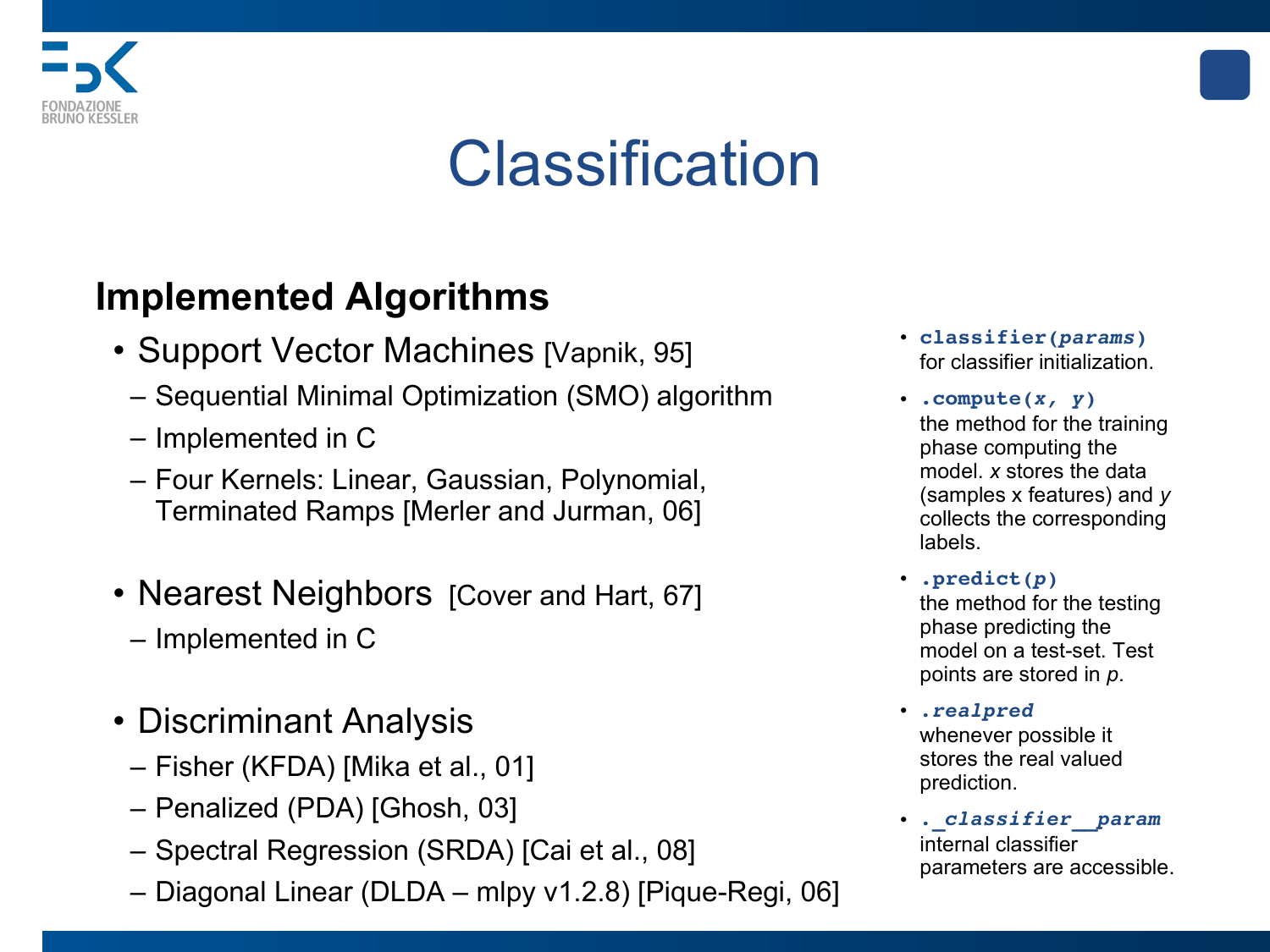# Classification

## Implemented Algorithms

- Support Vector Machines [Vapnik, 95]
  - Sequential Minimal Optimization (SMO) algorithm
  - Implemented in C
  - Four Kernels: Linear, Gaussian, Polynomial, Terminated Ramps [Merler and Jurman, 06]
- Nearest Neighbors [Cover and Hart, 67]
  - Implemented in C
- Discriminant Analysis
  - Fisher (KFDA) [Mika et al., 01]
  - Penalized (PDA) [Ghosh, 03]
  - Spectral Regression (SRDA) [Cai et al., 08]
  - Diagonal Linear (DLDA – mlpy v1.2.8) [Pique-Regi, 06]

- **`classifier(params)`** for classifier initialization.
- **`.compute(x, y)`** the method for the training phase computing the model. *x* stores the data (samples x features) and *y* collects the corresponding labels.
- **`.predict(p)`** the method for the testing phase predicting the model on a test-set. Test points are stored in *p*.
- **`.realpred`** whenever possible it stores the real valued prediction.
- **`._classifier__param`** internal classifier parameters are accessible.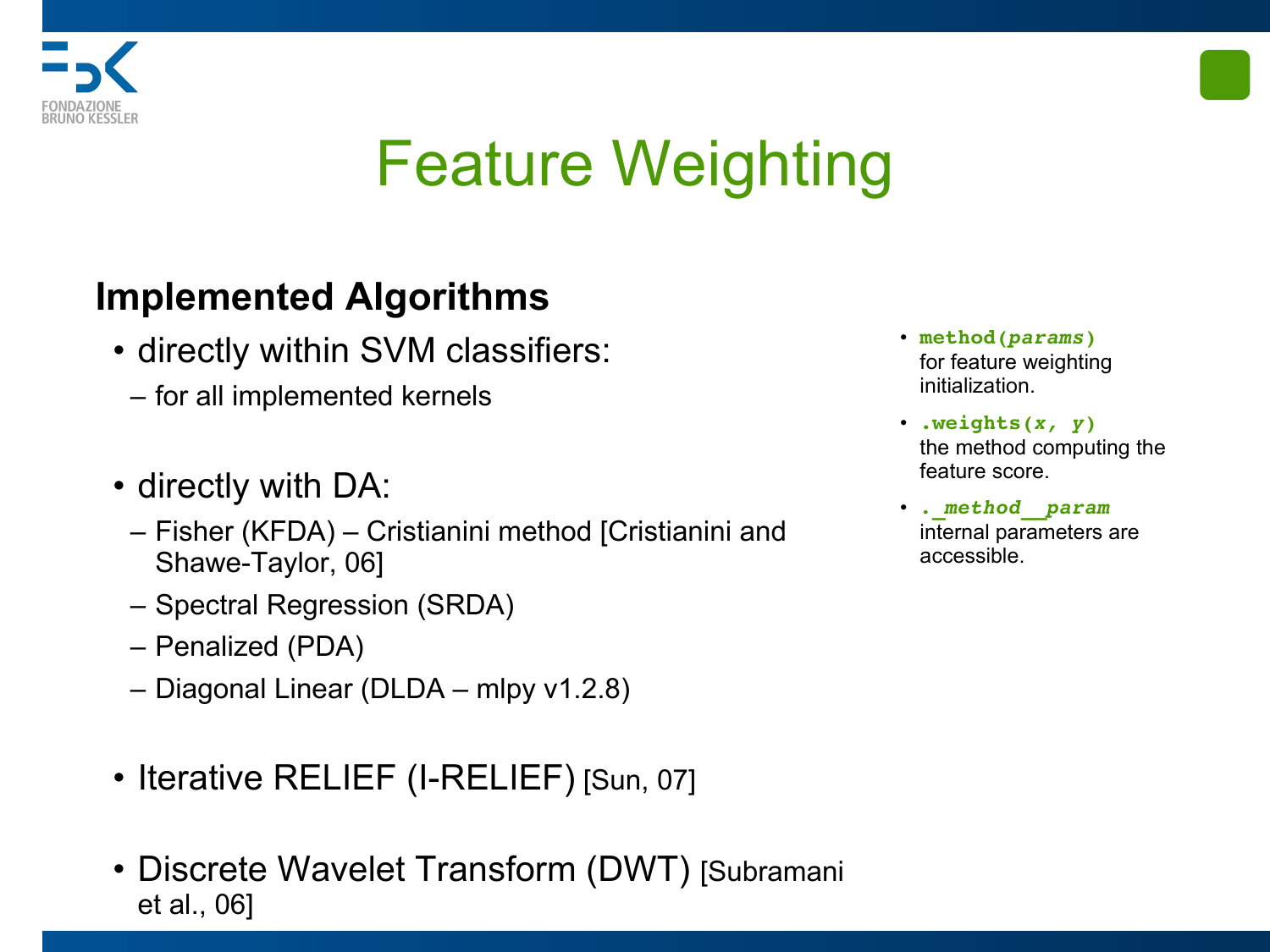# Feature Weighting

## Implemented Algorithms

- directly within SVM classifiers:
  - for all implemented kernels
- directly with DA:
  - Fisher (KFDA) – Cristianini method [Cristianini and Shawe-Taylor, 06]
  - Spectral Regression (SRDA)
  - Penalized (PDA)
  - Diagonal Linear (DLDA – mlpy v1.2.8)
- Iterative RELIEF (I-RELIEF) [Sun, 07]
- Discrete Wavelet Transform (DWT) [Subramani et al., 06]

- **`method(`*`params`*`)`** for feature weighting initialization.
- **`.weights(`*`x, y`*`)`** the method computing the feature score.
- ***`._method__param`*** internal parameters are accessible.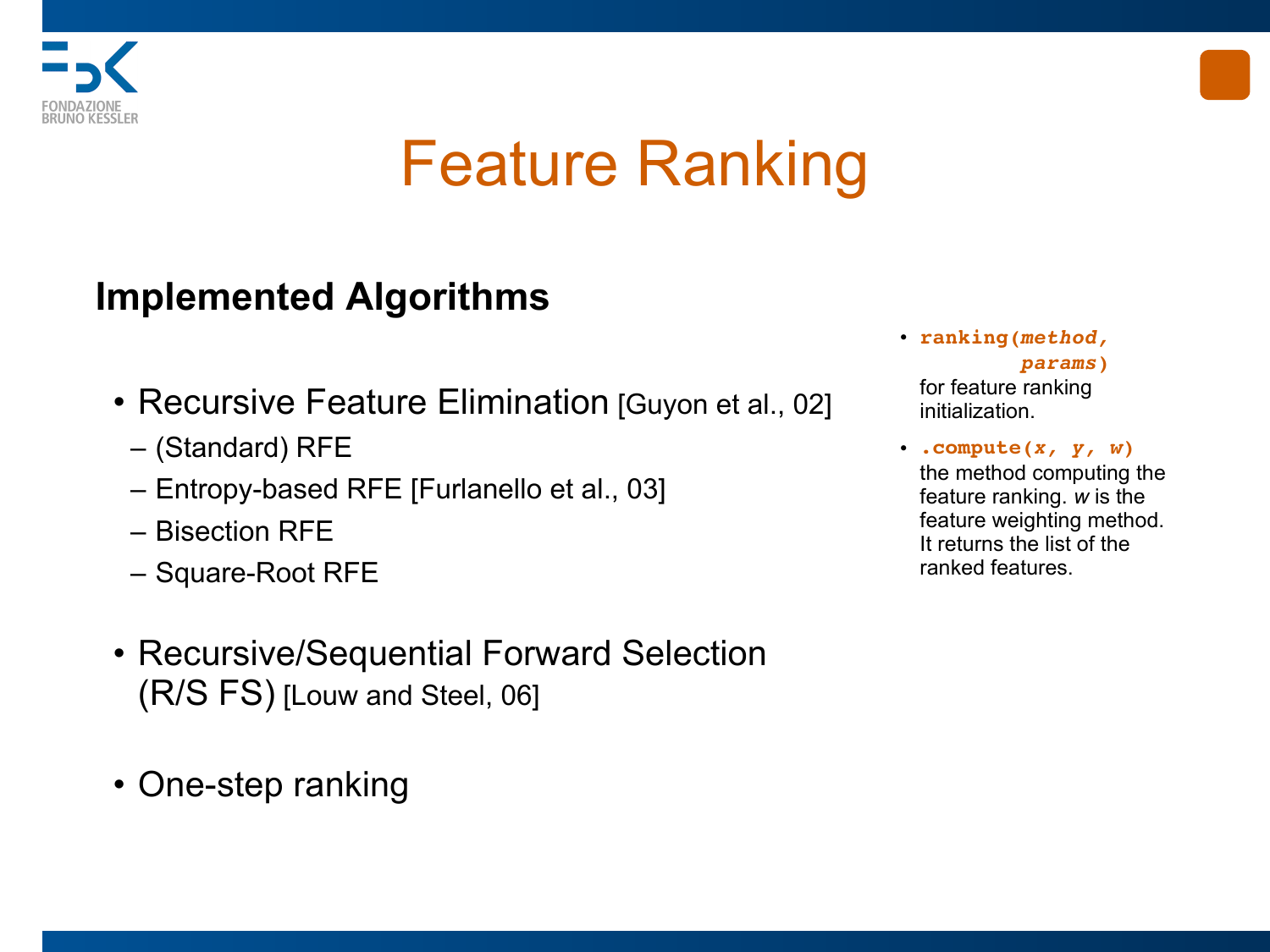# Feature Ranking

## Implemented Algorithms

- Recursive Feature Elimination [Guyon et al., 02]
  - (Standard) RFE
  - Entropy-based RFE [Furlanello et al., 03]
  - Bisection RFE
  - Square-Root RFE
- Recursive/Sequential Forward Selection (R/S FS) [Louw and Steel, 06]
- One-step ranking

---

- `ranking(method, params)` for feature ranking initialization.
- `.compute(x, y, w)` the method computing the feature ranking. *w* is the feature weighting method. It returns the list of the ranked features.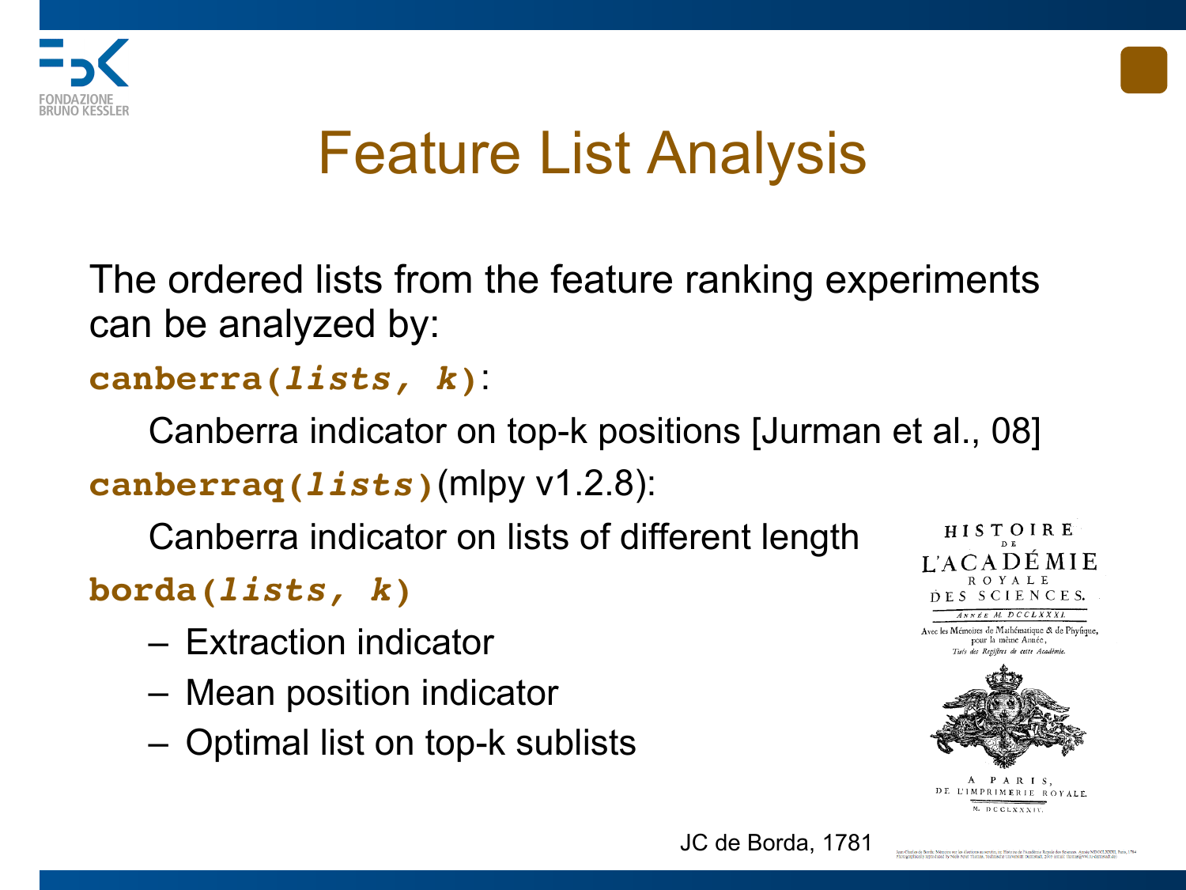# Feature List Analysis

The ordered lists from the feature ranking experiments can be analyzed by:

**`canberra(lists, k)`**:

Canberra indicator on top-k positions [Jurman et al., 08]

**`canberraq(lists)`**(mlpy v1.2.8):

Canberra indicator on lists of different length

**`borda(lists, k)`**

- Extraction indicator
- Mean position indicator
- Optimal list on top-k sublists

HISTOIRE DE L'ACADÉMIE ROYALE DES SCIENCES. ANNÉE M. DCCLXXXI. Avec les Mémoires de Mathématique & de Physique, pour la même Année, Tirés des Registres de cette Académie. A PARIS, DE L'IMPRIMERIE ROYALE. M. DCCLXXXIV.

JC de Borda, 1781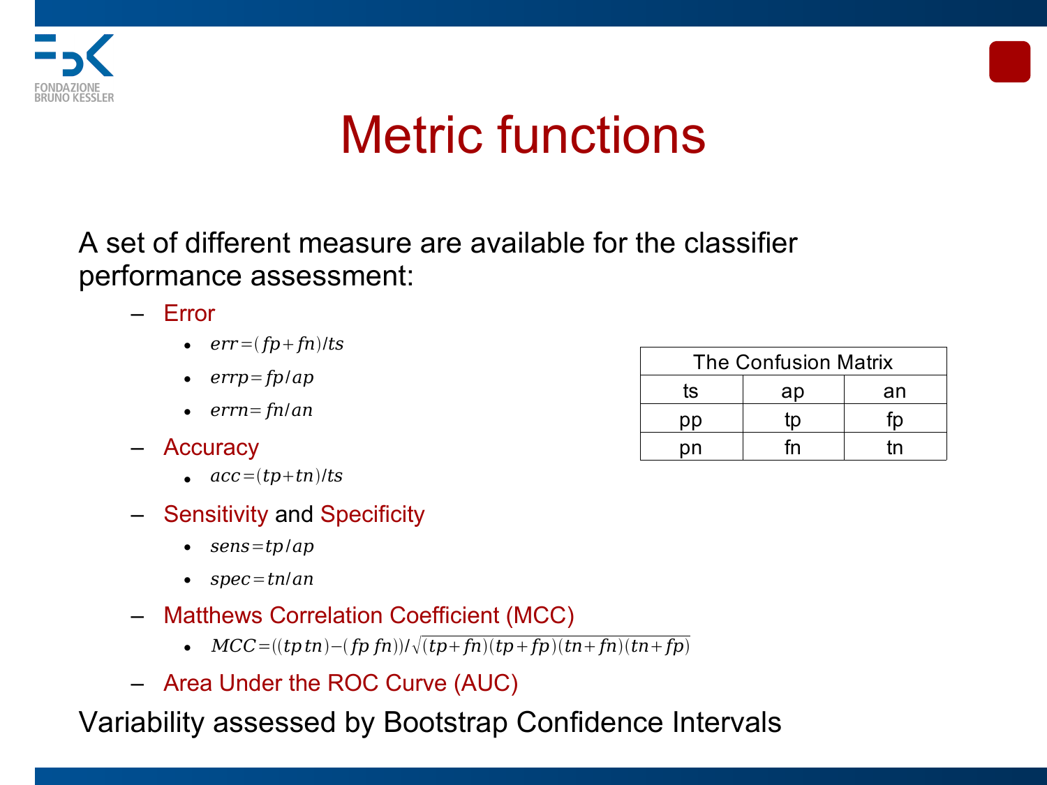# Metric functions

A set of different measure are available for the classifier performance assessment:

- Error
  - $err=(fp+fn)/ts$
  - $errp=fp/ap$
  - $errn=fn/an$
- Accuracy
  - $acc=(tp+tn)/ts$
- Sensitivity and Specificity
  - $sens=tp/ap$
  - $spec=tn/an$
- Matthews Correlation Coefficient (MCC)
  - $MCC=((tp\,tn)-(fp\,fn))/\sqrt{(tp+fn)(tp+fp)(tn+fn)(tn+fp)}$
- Area Under the ROC Curve (AUC)

| The Confusion Matrix | | |
|---|---|---|
| ts | ap | an |
| pp | tp | fp |
| pn | fn | tn |

Variability assessed by Bootstrap Confidence Intervals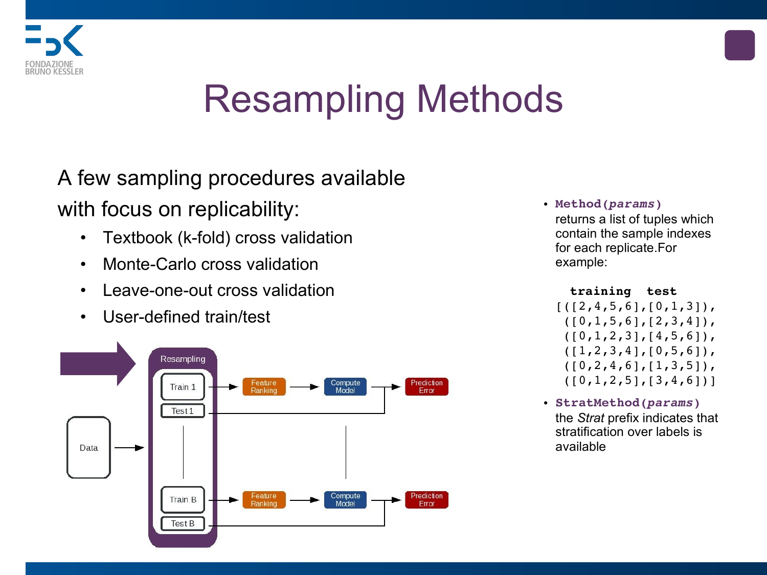# Resampling Methods

A few sampling procedures available with focus on replicability:

- Textbook (k-fold) cross validation
- Monte-Carlo cross validation
- Leave-one-out cross validation
- User-defined train/test

Resampling

Data → Train 1 / Test 1 → Feature Ranking → Compute Model → Prediction Error

Train B / Test B → Feature Ranking → Compute Model → Prediction Error

- **Method(*params*)** returns a list of tuples which contain the sample indexes for each replicate.For example:

```
  training   test
[([2,4,5,6],[0,1,3]),
 ([0,1,5,6],[2,3,4]),
 ([0,1,2,3],[4,5,6]),
 ([1,2,3,4],[0,5,6]),
 ([0,2,4,6],[1,3,5]),
 ([0,1,2,5],[3,4,6])]
```

- **StratMethod(*params*)** the *Strat* prefix indicates that stratification over labels is available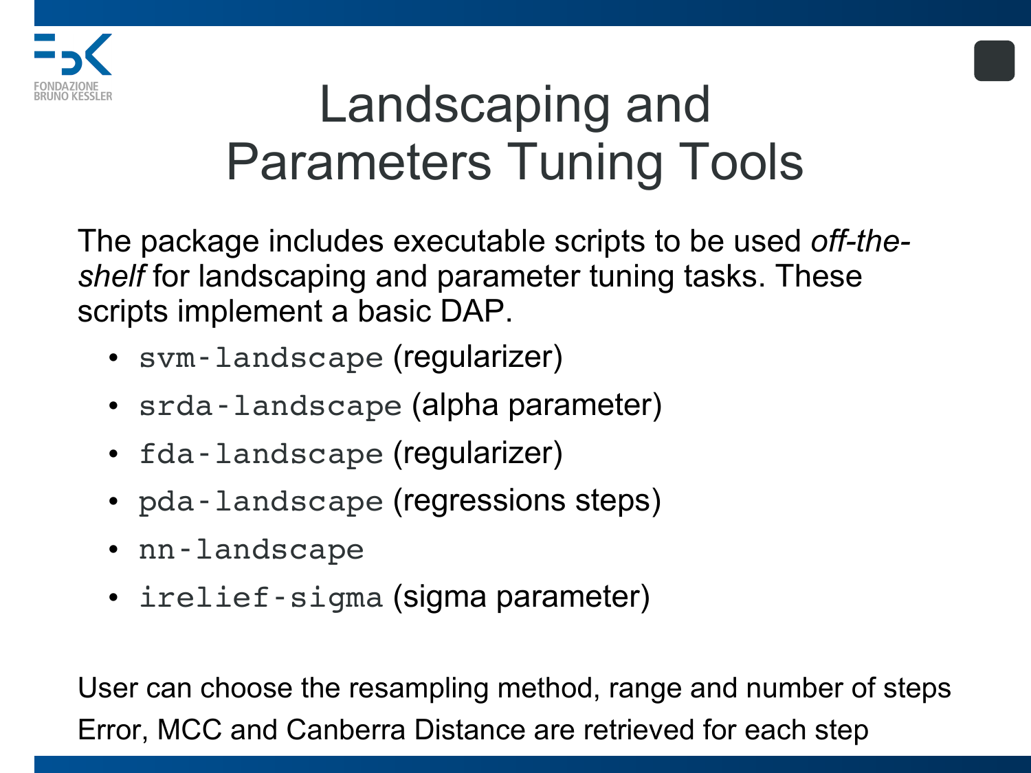# Landscaping and Parameters Tuning Tools

The package includes executable scripts to be used *off-the-shelf* for landscaping and parameter tuning tasks. These scripts implement a basic DAP.

- `svm-landscape` (regularizer)
- `srda-landscape` (alpha parameter)
- `fda-landscape` (regularizer)
- `pda-landscape` (regressions steps)
- `nn-landscape`
- `irelief-sigma` (sigma parameter)

User can choose the resampling method, range and number of steps

Error, MCC and Canberra Distance are retrieved for each step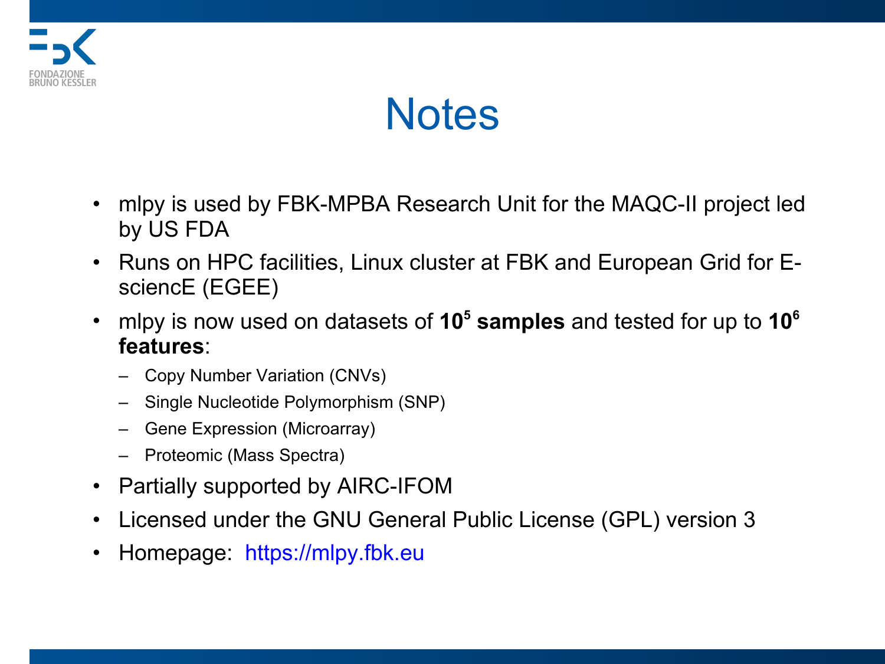# Notes

- mlpy is used by FBK-MPBA Research Unit for the MAQC-II project led by US FDA
- Runs on HPC facilities, Linux cluster at FBK and European Grid for E-sciencE (EGEE)
- mlpy is now used on datasets of **$10^5$ samples** and tested for up to **$10^6$ features**:
  - Copy Number Variation (CNVs)
  - Single Nucleotide Polymorphism (SNP)
  - Gene Expression (Microarray)
  - Proteomic (Mass Spectra)
- Partially supported by AIRC-IFOM
- Licensed under the GNU General Public License (GPL) version 3
- Homepage: https://mlpy.fbk.eu